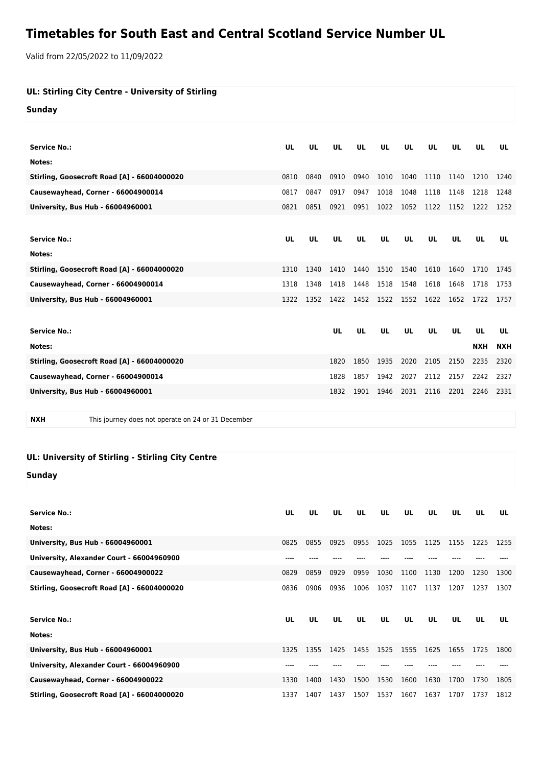# Timetables for South East and Central Scotland Service Number UL

Valid from 22/05/2022 to 11/09/2022

## UL: Stirling City Centre - University of Stirling

### Sunday

| Service No.: | UL | UL | UL | UL | UL | UL | UL | UL | UL | UL |
|---|---|---|---|---|---|---|---|---|---|---|
| Notes: | | | | | | | | | | |
| Stirling, Goosecroft Road [A] - 66004000020 | 0810 | 0840 | 0910 | 0940 | 1010 | 1040 | 1110 | 1140 | 1210 | 1240 |
| Causewayhead, Corner - 66004900014 | 0817 | 0847 | 0917 | 0947 | 1018 | 1048 | 1118 | 1148 | 1218 | 1248 |
| University, Bus Hub - 66004960001 | 0821 | 0851 | 0921 | 0951 | 1022 | 1052 | 1122 | 1152 | 1222 | 1252 |

| Service No.: | UL | UL | UL | UL | UL | UL | UL | UL | UL | UL |
|---|---|---|---|---|---|---|---|---|---|---|
| Notes: | | | | | | | | | | |
| Stirling, Goosecroft Road [A] - 66004000020 | 1310 | 1340 | 1410 | 1440 | 1510 | 1540 | 1610 | 1640 | 1710 | 1745 |
| Causewayhead, Corner - 66004900014 | 1318 | 1348 | 1418 | 1448 | 1518 | 1548 | 1618 | 1648 | 1718 | 1753 |
| University, Bus Hub - 66004960001 | 1322 | 1352 | 1422 | 1452 | 1522 | 1552 | 1622 | 1652 | 1722 | 1757 |

| Service No.: | UL | UL | UL | UL | UL | UL | UL | UL |
|---|---|---|---|---|---|---|---|---|
| Notes: | | | | | | | NXH | NXH |
| Stirling, Goosecroft Road [A] - 66004000020 | 1820 | 1850 | 1935 | 2020 | 2105 | 2150 | 2235 | 2320 |
| Causewayhead, Corner - 66004900014 | 1828 | 1857 | 1942 | 2027 | 2112 | 2157 | 2242 | 2327 |
| University, Bus Hub - 66004960001 | 1832 | 1901 | 1946 | 2031 | 2116 | 2201 | 2246 | 2331 |

| | |
|---|---|
| **NXH** | This journey does not operate on 24 or 31 December |

## UL: University of Stirling - Stirling City Centre

### Sunday

| Service No.: | UL | UL | UL | UL | UL | UL | UL | UL | UL | UL |
|---|---|---|---|---|---|---|---|---|---|---|
| Notes: | | | | | | | | | | |
| University, Bus Hub - 66004960001 | 0825 | 0855 | 0925 | 0955 | 1025 | 1055 | 1125 | 1155 | 1225 | 1255 |
| University, Alexander Court - 66004960900 | ---- | ---- | ---- | ---- | ---- | ---- | ---- | ---- | ---- | ---- |
| Causewayhead, Corner - 66004900022 | 0829 | 0859 | 0929 | 0959 | 1030 | 1100 | 1130 | 1200 | 1230 | 1300 |
| Stirling, Goosecroft Road [A] - 66004000020 | 0836 | 0906 | 0936 | 1006 | 1037 | 1107 | 1137 | 1207 | 1237 | 1307 |

| Service No.: | UL | UL | UL | UL | UL | UL | UL | UL | UL | UL |
|---|---|---|---|---|---|---|---|---|---|---|
| Notes: | | | | | | | | | | |
| University, Bus Hub - 66004960001 | 1325 | 1355 | 1425 | 1455 | 1525 | 1555 | 1625 | 1655 | 1725 | 1800 |
| University, Alexander Court - 66004960900 | ---- | ---- | ---- | ---- | ---- | ---- | ---- | ---- | ---- | ---- |
| Causewayhead, Corner - 66004900022 | 1330 | 1400 | 1430 | 1500 | 1530 | 1600 | 1630 | 1700 | 1730 | 1805 |
| Stirling, Goosecroft Road [A] - 66004000020 | 1337 | 1407 | 1437 | 1507 | 1537 | 1607 | 1637 | 1707 | 1737 | 1812 |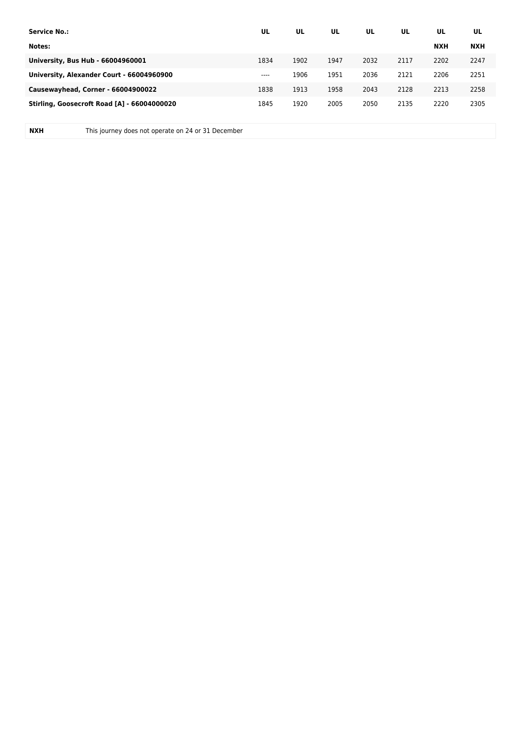| Service No.: | UL | UL | UL | UL | UL | UL | UL |
|---|---|---|---|---|---|---|---|
| **Notes:** | | | | | | **NXH** | **NXH** |
| **University, Bus Hub - 66004960001** | 1834 | 1902 | 1947 | 2032 | 2117 | 2202 | 2247 |
| **University, Alexander Court - 66004960900** | ---- | 1906 | 1951 | 2036 | 2121 | 2206 | 2251 |
| **Causewayhead, Corner - 66004900022** | 1838 | 1913 | 1958 | 2043 | 2128 | 2213 | 2258 |
| **Stirling, Goosecroft Road [A] - 66004000020** | 1845 | 1920 | 2005 | 2050 | 2135 | 2220 | 2305 |

| | |
|---|---|
| **NXH** | This journey does not operate on 24 or 31 December |